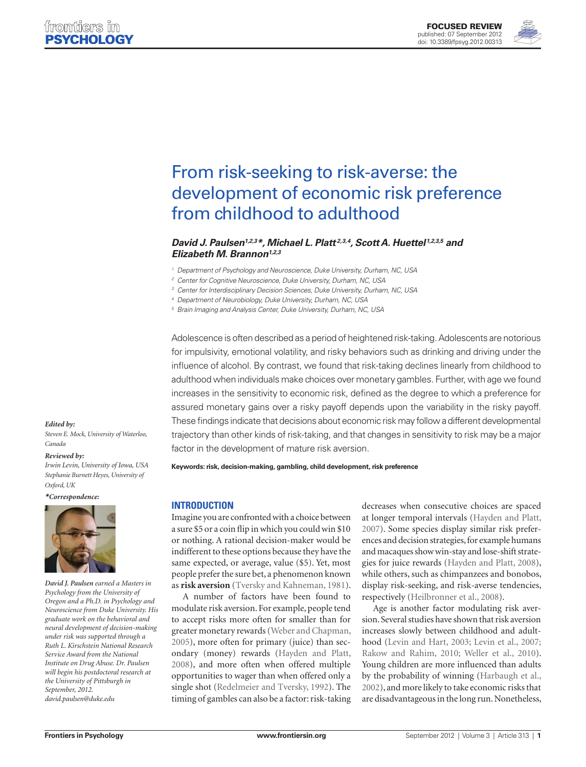FOCUSED REVIEW
published: 07 September 2012
doi: 10.3389/fpsyg.2012.00313

# From risk-seeking to risk-averse: the development of economic risk preference from childhood to adulthood

***David J. Paulsen[1,2,3]\*, Michael L. Platt[2,3,4], Scott A. Huettel[1,2,3,5] and Elizabeth M. Brannon[1,2,3]***

[1] Department of Psychology and Neuroscience, Duke University, Durham, NC, USA
[2] Center for Cognitive Neuroscience, Duke University, Durham, NC, USA
[3] Center for Interdisciplinary Decision Sciences, Duke University, Durham, NC, USA
[4] Department of Neurobiology, Duke University, Durham, NC, USA
[5] Brain Imaging and Analysis Center, Duke University, Durham, NC, USA

Adolescence is often described as a period of heightened risk-taking. Adolescents are notorious for impulsivity, emotional volatility, and risky behaviors such as drinking and driving under the influence of alcohol. By contrast, we found that risk-taking declines linearly from childhood to adulthood when individuals make choices over monetary gambles. Further, with age we found increases in the sensitivity to economic risk, defined as the degree to which a preference for assured monetary gains over a risky payoff depends upon the variability in the risky payoff. These findings indicate that decisions about economic risk may follow a different developmental trajectory than other kinds of risk-taking, and that changes in sensitivity to risk may be a major factor in the development of mature risk aversion.

**Keywords: risk, decision-making, gambling, child development, risk preference**

***Edited by:***
*Steven E. Mock, University of Waterloo, Canada*

***Reviewed by:***
*Irwin Levin, University of Iowa, USA*
*Stephanie Burnett Heyes, University of Oxford, UK*

***\*Correspondence:***

***David J. Paulsen*** *earned a Masters in Psychology from the University of Oregon and a Ph.D. in Psychology and Neuroscience from Duke University. His graduate work on the behavioral and neural development of decision-making under risk was supported through a Ruth L. Kirschstein National Research Service Award from the National Institute on Drug Abuse. Dr. Paulsen will begin his postdoctoral research at the University of Pittsburgh in September, 2012.*
*david.paulsen@duke.edu*

## INTRODUCTION

Imagine you are confronted with a choice between a sure $5 or a coin flip in which you could win $10 or nothing. A rational decision-maker would be indifferent to these options because they have the same expected, or average, value ($5). Yet, most people prefer the sure bet, a phenomenon known as **risk aversion** (Tversky and Kahneman, 1981).

A number of factors have been found to modulate risk aversion. For example, people tend to accept risks more often for smaller than for greater monetary rewards (Weber and Chapman, 2005), more often for primary (juice) than secondary (money) rewards (Hayden and Platt, 2008), and more often when offered multiple opportunities to wager than when offered only a single shot (Redelmeier and Tversky, 1992). The timing of gambles can also be a factor: risk-taking decreases when consecutive choices are spaced at longer temporal intervals (Hayden and Platt, 2007). Some species display similar risk preferences and decision strategies, for example humans and macaques show win-stay and lose-shift strategies for juice rewards (Hayden and Platt, 2008), while others, such as chimpanzees and bonobos, display risk-seeking, and risk-averse tendencies, respectively (Heilbronner et al., 2008).

Age is another factor modulating risk aversion. Several studies have shown that risk aversion increases slowly between childhood and adulthood (Levin and Hart, 2003; Levin et al., 2007; Rakow and Rahim, 2010; Weller et al., 2010). Young children are more influenced than adults by the probability of winning (Harbaugh et al., 2002), and more likely to take economic risks that are disadvantageous in the long run. Nonetheless,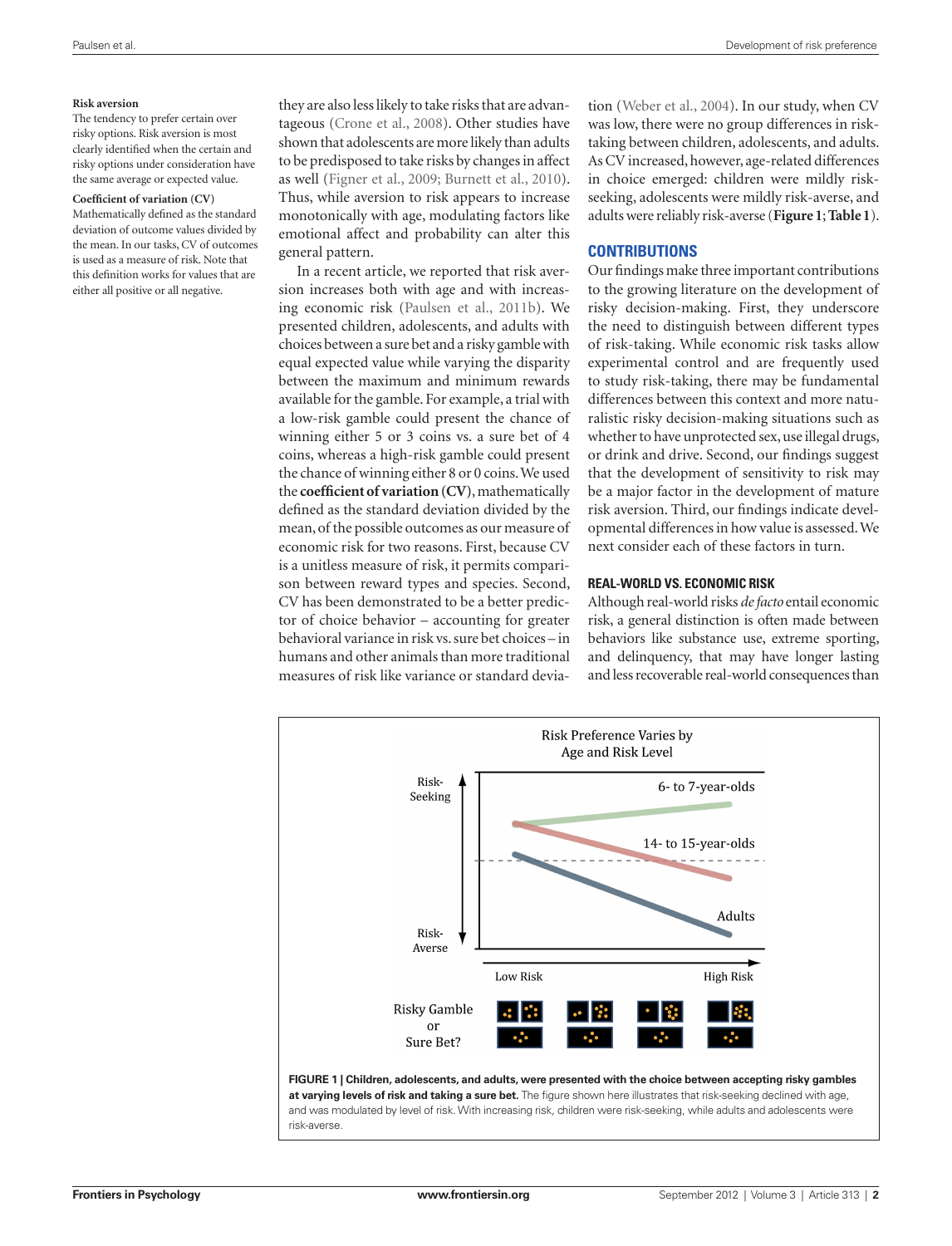**Risk aversion**
The tendency to prefer certain over risky options. Risk aversion is most clearly identified when the certain and risky options under consideration have the same average or expected value.

**Coefficient of variation (CV)**
Mathematically defined as the standard deviation of outcome values divided by the mean. In our tasks, CV of outcomes is used as a measure of risk. Note that this definition works for values that are either all positive or all negative.

they are also less likely to take risks that are advantageous (Crone et al., 2008). Other studies have shown that adolescents are more likely than adults to be predisposed to take risks by changes in affect as well (Figner et al., 2009; Burnett et al., 2010). Thus, while aversion to risk appears to increase monotonically with age, modulating factors like emotional affect and probability can alter this general pattern.

In a recent article, we reported that risk aversion increases both with age and with increasing economic risk (Paulsen et al., 2011b). We presented children, adolescents, and adults with choices between a sure bet and a risky gamble with equal expected value while varying the disparity between the maximum and minimum rewards available for the gamble. For example, a trial with a low-risk gamble could present the chance of winning either 5 or 3 coins vs. a sure bet of 4 coins, whereas a high-risk gamble could present the chance of winning either 8 or 0 coins. We used the **coefficient of variation (CV)**, mathematically defined as the standard deviation divided by the mean, of the possible outcomes as our measure of economic risk for two reasons. First, because CV is a unitless measure of risk, it permits comparison between reward types and species. Second, CV has been demonstrated to be a better predictor of choice behavior – accounting for greater behavioral variance in risk vs. sure bet choices – in humans and other animals than more traditional measures of risk like variance or standard deviation (Weber et al., 2004). In our study, when CV was low, there were no group differences in risk-taking between children, adolescents, and adults. As CV increased, however, age-related differences in choice emerged: children were mildly risk-seeking, adolescents were mildly risk-averse, and adults were reliably risk-averse (**Figure 1**; **Table 1**).

## CONTRIBUTIONS

Our findings make three important contributions to the growing literature on the development of risky decision-making. First, they underscore the need to distinguish between different types of risk-taking. While economic risk tasks allow experimental control and are frequently used to study risk-taking, there may be fundamental differences between this context and more naturalistic risky decision-making situations such as whether to have unprotected sex, use illegal drugs, or drink and drive. Second, our findings suggest that the development of sensitivity to risk may be a major factor in the development of mature risk aversion. Third, our findings indicate developmental differences in how value is assessed. We next consider each of these factors in turn.

### REAL-WORLD VS. ECONOMIC RISK

Although real-world risks *de facto* entail economic risk, a general distinction is often made between behaviors like substance use, extreme sporting, and delinquency, that may have longer lasting and less recoverable real-world consequences than

**FIGURE 1 | Children, adolescents, and adults, were presented with the choice between accepting risky gambles at varying levels of risk and taking a sure bet.** The figure shown here illustrates that risk-seeking declined with age, and was modulated by level of risk. With increasing risk, children were risk-seeking, while adults and adolescents were risk-averse.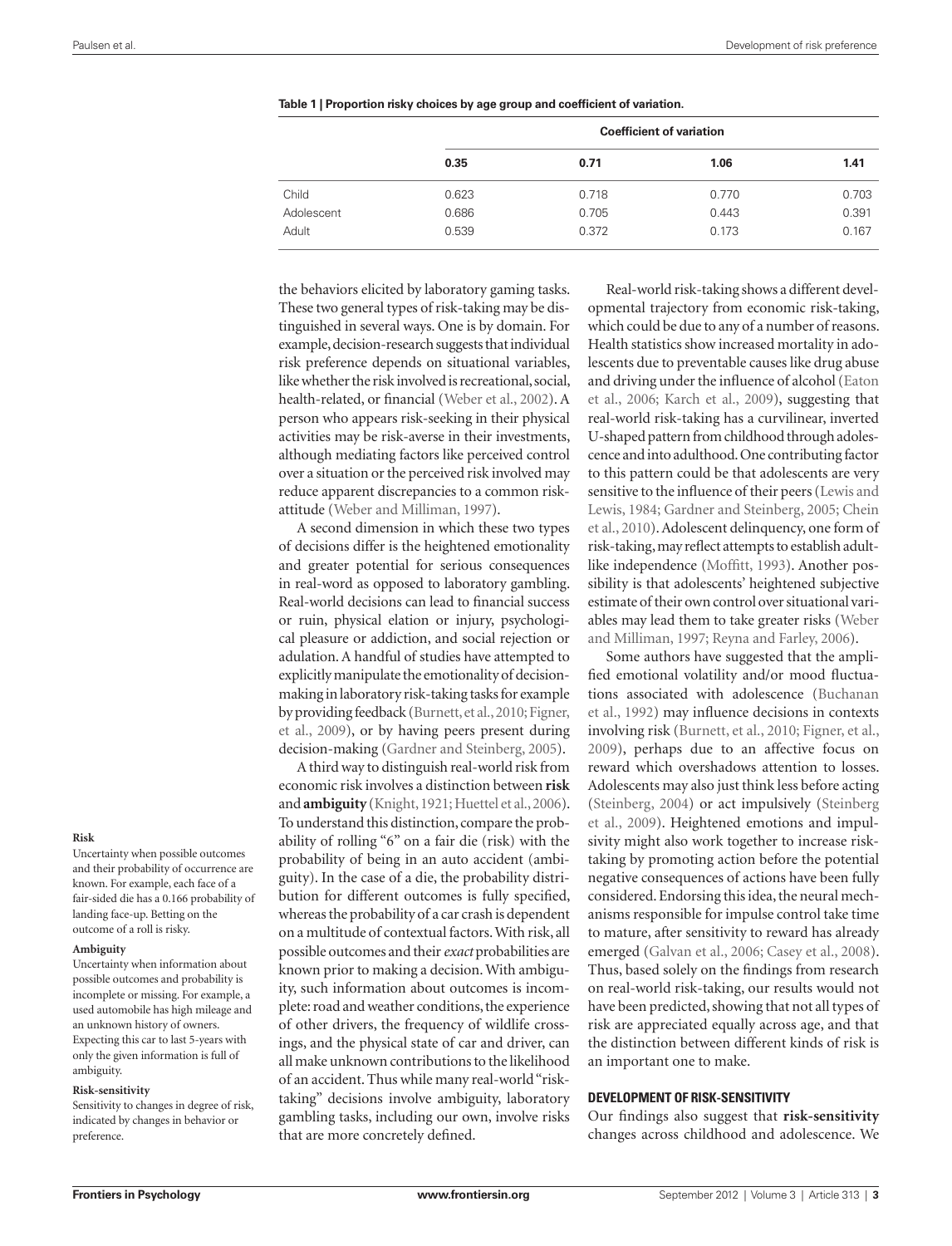**Table 1 | Proportion risky choices by age group and coefficient of variation.**

| | Coefficient of variation | | | |
|---|---|---|---|---|
| | 0.35 | 0.71 | 1.06 | 1.41 |
| Child | 0.623 | 0.718 | 0.770 | 0.703 |
| Adolescent | 0.686 | 0.705 | 0.443 | 0.391 |
| Adult | 0.539 | 0.372 | 0.173 | 0.167 |

the behaviors elicited by laboratory gaming tasks. These two general types of risk-taking may be distinguished in several ways. One is by domain. For example, decision-research suggests that individual risk preference depends on situational variables, like whether the risk involved is recreational, social, health-related, or financial (Weber et al., 2002). A person who appears risk-seeking in their physical activities may be risk-averse in their investments, although mediating factors like perceived control over a situation or the perceived risk involved may reduce apparent discrepancies to a common risk-attitude (Weber and Milliman, 1997).

A second dimension in which these two types of decisions differ is the heightened emotionality and greater potential for serious consequences in real-word as opposed to laboratory gambling. Real-world decisions can lead to financial success or ruin, physical elation or injury, psychological pleasure or addiction, and social rejection or adulation. A handful of studies have attempted to explicitly manipulate the emotionality of decision-making in laboratory risk-taking tasks for example by providing feedback (Burnett, et al., 2010; Figner, et al., 2009), or by having peers present during decision-making (Gardner and Steinberg, 2005).

A third way to distinguish real-world risk from economic risk involves a distinction between **risk** and **ambiguity** (Knight, 1921; Huettel et al., 2006). To understand this distinction, compare the probability of rolling "6" on a fair die (risk) with the probability of being in an auto accident (ambiguity). In the case of a die, the probability distribution for different outcomes is fully specified, whereas the probability of a car crash is dependent on a multitude of contextual factors. With risk, all possible outcomes and their *exact* probabilities are known prior to making a decision. With ambiguity, such information about outcomes is incomplete: road and weather conditions, the experience of other drivers, the frequency of wildlife crossings, and the physical state of car and driver, can all make unknown contributions to the likelihood of an accident. Thus while many real-world "risk-taking" decisions involve ambiguity, laboratory gambling tasks, including our own, involve risks that are more concretely defined.

Real-world risk-taking shows a different developmental trajectory from economic risk-taking, which could be due to any of a number of reasons. Health statistics show increased mortality in adolescents due to preventable causes like drug abuse and driving under the influence of alcohol (Eaton et al., 2006; Karch et al., 2009), suggesting that real-world risk-taking has a curvilinear, inverted U-shaped pattern from childhood through adolescence and into adulthood. One contributing factor to this pattern could be that adolescents are very sensitive to the influence of their peers (Lewis and Lewis, 1984; Gardner and Steinberg, 2005; Chein et al., 2010). Adolescent delinquency, one form of risk-taking, may reflect attempts to establish adult-like independence (Moffitt, 1993). Another possibility is that adolescents' heightened subjective estimate of their own control over situational variables may lead them to take greater risks (Weber and Milliman, 1997; Reyna and Farley, 2006).

Some authors have suggested that the amplified emotional volatility and/or mood fluctuations associated with adolescence (Buchanan et al., 1992) may influence decisions in contexts involving risk (Burnett, et al., 2010; Figner, et al., 2009), perhaps due to an affective focus on reward which overshadows attention to losses. Adolescents may also just think less before acting (Steinberg, 2004) or act impulsively (Steinberg et al., 2009). Heightened emotions and impulsivity might also work together to increase risk-taking by promoting action before the potential negative consequences of actions have been fully considered. Endorsing this idea, the neural mechanisms responsible for impulse control take time to mature, after sensitivity to reward has already emerged (Galvan et al., 2006; Casey et al., 2008). Thus, based solely on the findings from research on real-world risk-taking, our results would not have been predicted, showing that not all types of risk are appreciated equally across age, and that the distinction between different kinds of risk is an important one to make.

### DEVELOPMENT OF RISK-SENSITIVITY

Our findings also suggest that **risk-sensitivity** changes across childhood and adolescence. We

**Risk**
Uncertainty when possible outcomes and their probability of occurrence are known. For example, each face of a fair-sided die has a 0.166 probability of landing face-up. Betting on the outcome of a roll is risky.

**Ambiguity**
Uncertainty when information about possible outcomes and probability is incomplete or missing. For example, a used automobile has high mileage and an unknown history of owners. Expecting this car to last 5-years with only the given information is full of ambiguity.

**Risk-sensitivity**
Sensitivity to changes in degree of risk, indicated by changes in behavior or preference.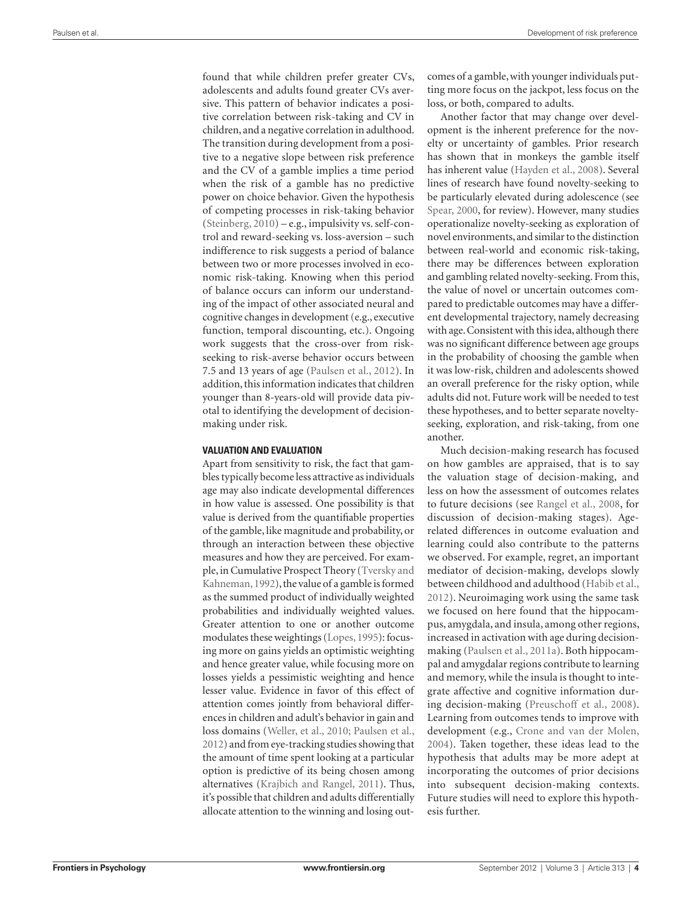found that while children prefer greater CVs, adolescents and adults found greater CVs aversive. This pattern of behavior indicates a positive correlation between risk-taking and CV in children, and a negative correlation in adulthood. The transition during development from a positive to a negative slope between risk preference and the CV of a gamble implies a time period when the risk of a gamble has no predictive power on choice behavior. Given the hypothesis of competing processes in risk-taking behavior (Steinberg, 2010) – e.g., impulsivity vs. self-control and reward-seeking vs. loss-aversion – such indifference to risk suggests a period of balance between two or more processes involved in economic risk-taking. Knowing when this period of balance occurs can inform our understanding of the impact of other associated neural and cognitive changes in development (e.g., executive function, temporal discounting, etc.). Ongoing work suggests that the cross-over from risk-seeking to risk-averse behavior occurs between 7.5 and 13 years of age (Paulsen et al., 2012). In addition, this information indicates that children younger than 8-years-old will provide data pivotal to identifying the development of decision-making under risk.

### VALUATION AND EVALUATION

Apart from sensitivity to risk, the fact that gambles typically become less attractive as individuals age may also indicate developmental differences in how value is assessed. One possibility is that value is derived from the quantifiable properties of the gamble, like magnitude and probability, or through an interaction between these objective measures and how they are perceived. For example, in Cumulative Prospect Theory (Tversky and Kahneman, 1992), the value of a gamble is formed as the summed product of individually weighted probabilities and individually weighted values. Greater attention to one or another outcome modulates these weightings (Lopes, 1995): focusing more on gains yields an optimistic weighting and hence greater value, while focusing more on losses yields a pessimistic weighting and hence lesser value. Evidence in favor of this effect of attention comes jointly from behavioral differences in children and adult's behavior in gain and loss domains (Weller, et al., 2010; Paulsen et al., 2012) and from eye-tracking studies showing that the amount of time spent looking at a particular option is predictive of its being chosen among alternatives (Krajbich and Rangel, 2011). Thus, it's possible that children and adults differentially allocate attention to the winning and losing outcomes of a gamble, with younger individuals putting more focus on the jackpot, less focus on the loss, or both, compared to adults.

Another factor that may change over development is the inherent preference for the novelty or uncertainty of gambles. Prior research has shown that in monkeys the gamble itself has inherent value (Hayden et al., 2008). Several lines of research have found novelty-seeking to be particularly elevated during adolescence (see Spear, 2000, for review). However, many studies operationalize novelty-seeking as exploration of novel environments, and similar to the distinction between real-world and economic risk-taking, there may be differences between exploration and gambling related novelty-seeking. From this, the value of novel or uncertain outcomes compared to predictable outcomes may have a different developmental trajectory, namely decreasing with age. Consistent with this idea, although there was no significant difference between age groups in the probability of choosing the gamble when it was low-risk, children and adolescents showed an overall preference for the risky option, while adults did not. Future work will be needed to test these hypotheses, and to better separate novelty-seeking, exploration, and risk-taking, from one another.

Much decision-making research has focused on how gambles are appraised, that is to say the valuation stage of decision-making, and less on how the assessment of outcomes relates to future decisions (see Rangel et al., 2008, for discussion of decision-making stages). Age-related differences in outcome evaluation and learning could also contribute to the patterns we observed. For example, regret, an important mediator of decision-making, develops slowly between childhood and adulthood (Habib et al., 2012). Neuroimaging work using the same task we focused on here found that the hippocampus, amygdala, and insula, among other regions, increased in activation with age during decision-making (Paulsen et al., 2011a). Both hippocampal and amygdalar regions contribute to learning and memory, while the insula is thought to integrate affective and cognitive information during decision-making (Preuschoff et al., 2008). Learning from outcomes tends to improve with development (e.g., Crone and van der Molen, 2004). Taken together, these ideas lead to the hypothesis that adults may be more adept at incorporating the outcomes of prior decisions into subsequent decision-making contexts. Future studies will need to explore this hypothesis further.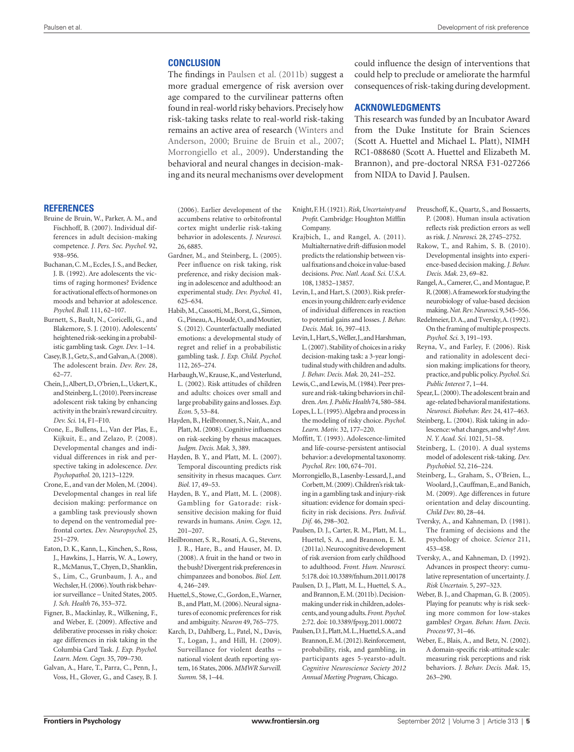## CONCLUSION

The findings in Paulsen et al. (2011b) suggest a more gradual emergence of risk aversion over age compared to the curvilinear patterns often found in real-world risky behaviors. Precisely how risk-taking tasks relate to real-world risk-taking remains an active area of research (Winters and Anderson, 2000; Bruine de Bruin et al., 2007; Morrongiello et al., 2009). Understanding the behavioral and neural changes in decision-making and its neural mechanisms over development could influence the design of interventions that could help to preclude or ameliorate the harmful consequences of risk-taking during development.

## ACKNOWLEDGMENTS

This research was funded by an Incubator Award from the Duke Institute for Brain Sciences (Scott A. Huettel and Michael L. Platt), NIMH RC1-088680 (Scott A. Huettel and Elizabeth M. Brannon), and pre-doctoral NRSA F31-027266 from NIDA to David J. Paulsen.

## REFERENCES

Bruine de Bruin, W., Parker, A. M., and Fischhoff, B. (2007). Individual differences in adult decision-making competence. *J. Pers. Soc. Psychol.* 92, 938–956.

Buchanan, C. M., Eccles, J. S., and Becker, J. B. (1992). Are adolescents the victims of raging hormones? Evidence for activational effects of hormones on moods and behavior at adolescence. *Psychol. Bull.* 111, 62–107.

Burnett, S., Bault, N., Coricelli, G., and Blakemore, S. J. (2010). Adolescents' heightened risk-seeking in a probabilistic gambling task. *Cogn. Dev.* 1–14.

Casey, B. J., Getz, S., and Galvan, A. (2008). The adolescent brain. *Dev. Rev.* 28, 62–77.

Chein, J., Albert, D., O'brien, L., Uckert, K., and Steinberg, L. (2010). Peers increase adolescent risk taking by enhancing activity in the brain's reward circuitry. *Dev. Sci.* 14, F1–F10.

Crone, E., Bullens, L., Van der Plas, E., Kijkuit, E., and Zelazo, P. (2008). Developmental changes and individual differences in risk and perspective taking in adolescence. *Dev. Psychopathol.* 20, 1213–1229.

Crone, E., and van der Molen, M. (2004). Developmental changes in real life decision making: performance on a gambling task previously shown to depend on the ventromedial prefrontal cortex. *Dev. Neuropsychol.* 25, 251–279.

Eaton, D. K., Kann, L., Kinchen, S., Ross, J., Hawkins, J., Harris, W. A., Lowry, R., McManus, T., Chyen, D., Shanklin, S., Lim, C., Grunbaum, J. A., and Wechsler, H. (2006). Youth risk behavior surveillance – United States, 2005. *J. Sch. Health* 76, 353–372.

Figner, B., Mackinlay, R., Wilkening, F., and Weber, E. (2009). Affective and deliberative processes in risky choice: age differences in risk taking in the Columbia Card Task. *J. Exp. Psychol. Learn. Mem. Cogn.* 35, 709–730.

Galvan, A., Hare, T., Parra, C., Penn, J., Voss, H., Glover, G., and Casey, B. J. (2006). Earlier development of the accumbens relative to orbitofrontal cortex might underlie risk-taking behavior in adolescents. *J. Neurosci.* 26, 6885.

Gardner, M., and Steinberg, L. (2005). Peer influence on risk taking, risk preference, and risky decision making in adolescence and adulthood: an experimental study. *Dev. Psychol.* 41, 625–634.

Habib, M., Cassotti, M., Borst, G., Simon, G., Pineau, A., Houdé, O., and Moutier, S. (2012). Counterfactually mediated emotions: a developmental study of regret and relief in a probabilistic gambling task. *J. Exp. Child. Psychol.* 112, 265–274.

Harbaugh, W., Krause, K., and Vesterlund, L. (2002). Risk attitudes of children and adults: choices over small and large probability gains and losses. *Exp. Econ.* 5, 53–84.

Hayden, B., Heilbronner, S., Nair, A., and Platt, M. (2008). Cognitive influences on risk-seeking by rhesus macaques. *Judgm. Decis. Mak.* 3, 389.

Hayden, B. Y., and Platt, M. L. (2007). Temporal discounting predicts risk sensitivity in rhesus macaques. *Curr. Biol.* 17, 49–53.

Hayden, B. Y., and Platt, M. L. (2008). Gambling for Gatorade: risk-sensitive decision making for fluid rewards in humans. *Anim. Cogn.* 12, 201–207.

Heilbronner, S. R., Rosati, A. G., Stevens, J. R., Hare, B., and Hauser, M. D. (2008). A fruit in the hand or two in the bush? Divergent risk preferences in chimpanzees and bonobos. *Biol. Lett.* 4, 246–249.

Huettel, S., Stowe, C., Gordon, E., Warner, B., and Platt, M. (2006). Neural signatures of economic preferences for risk and ambiguity. *Neuron* 49, 765–775.

Karch, D., Dahlberg, L., Patel, N., Davis, T., Logan, J., and Hill, H. (2009). Surveillance for violent deaths – national violent death reporting system, 16 States, 2006. *MMWR Surveill. Summ.* 58, 1–44.

Knight, F. H. (1921). *Risk, Uncertainty and Profit*. Cambridge: Houghton Mifflin Company.

Krajbich, I., and Rangel, A. (2011). Multialternative drift-diffusion model predicts the relationship between visual fixations and choice in value-based decisions. *Proc. Natl. Acad. Sci. U.S.A.* 108, 13852–13857.

Levin, I., and Hart, S. (2003). Risk preferences in young children: early evidence of individual differences in reaction to potential gains and losses. *J. Behav. Decis. Mak.* 16, 397–413.

Levin, I., Hart, S., Weller, J., and Harshman, L. (2007). Stability of choices in a risky decision-making task: a 3-year longitudinal study with children and adults. *J. Behav. Decis. Mak.* 20, 241–252.

Lewis, C., and Lewis, M. (1984). Peer pressure and risk-taking behaviors in children. *Am. J. Public Health* 74, 580–584.

Lopes, L. L. (1995). Algebra and process in the modeling of risky choice. *Psychol. Learn. Motiv.* 32, 177–220.

Moffitt, T. (1993). Adolescence-limited and life-course-persistent antisocial behavior: a developmental taxonomy. *Psychol. Rev.* 100, 674–701.

Morrongiello, B., Lasenby-Lessard, J., and Corbett, M. (2009). Children's risk taking in a gambling task and injury-risk situation: evidence for domain specificity in risk decisions. *Pers. Individ. Dif.* 46, 298–302.

Paulsen, D. J., Carter, R. M., Platt, M. L., Huettel, S. A., and Brannon, E. M. (2011a). Neurocognitive development of risk aversion from early childhood to adulthood. *Front. Hum. Neurosci.* 5:178. doi: 10.3389/fnhum.2011.00178

Paulsen, D. J., Platt, M. L., Huettel, S. A., and Brannon, E. M. (2011b). Decision-making under risk in children, adolescents, and young adults. *Front. Psychol.* 2:72. doi: 10.3389/fpsyg.2011.00072

Paulsen, D. J., Platt, M. L., Huettel, S. A., and Brannon, E. M. (2012). Reinforcement, probability, risk, and gambling, in participants ages 5-yearsto-adult. *Cognitive Neuroscience Society 2012 Annual Meeting Program*, Chicago.

Preuschoff, K., Quartz, S., and Bossaerts, P. (2008). Human insula activation reflects risk prediction errors as well as risk. *J. Neurosci.* 28, 2745–2752.

Rakow, T., and Rahim, S. B. (2010). Developmental insights into experience-based decision making. *J. Behav. Decis. Mak.* 23, 69–82.

Rangel, A., Camerer, C., and Montague, P. R. (2008). A framework for studying the neurobiology of value-based decision making. *Nat. Rev. Neurosci.* 9, 545–556.

Redelmeier, D. A., and Tversky, A. (1992). On the framing of multiple prospects. *Psychol. Sci.* 3, 191–193.

Reyna, V., and Farley, F. (2006). Risk and rationality in adolescent decision making: implications for theory, practice, and public policy. *Psychol. Sci. Public Interest* 7, 1–44.

Spear, L. (2000). The adolescent brain and age-related behavioral manifestations. *Neurosci. Biobehav. Rev.* 24, 417–463.

Steinberg, L. (2004). Risk taking in adolescence: what changes, and why? *Ann. N. Y. Acad. Sci.* 1021, 51–58.

Steinberg, L. (2010). A dual systems model of adolescent risk-taking. *Dev. Psychobiol.* 52, 216–224.

Steinberg, L., Graham, S., O'Brien, L., Woolard, J., Cauffman, E., and Banich, M. (2009). Age differences in future orientation and delay discounting. *Child Dev.* 80, 28–44.

Tversky, A., and Kahneman, D. (1981). The framing of decisions and the psychology of choice. *Science* 211, 453–458.

Tversky, A., and Kahneman, D. (1992). Advances in prospect theory: cumulative representation of uncertainty. *J. Risk Uncertain.* 5, 297–323.

Weber, B. J., and Chapman, G. B. (2005). Playing for peanuts: why is risk seeking more common for low-stakes gambles? *Organ. Behav. Hum. Decis. Process* 97, 31–46.

Weber, E., Blais, A., and Betz, N. (2002). A domain-specific risk-attitude scale: measuring risk perceptions and risk behaviors. *J. Behav. Decis. Mak.* 15, 263–290.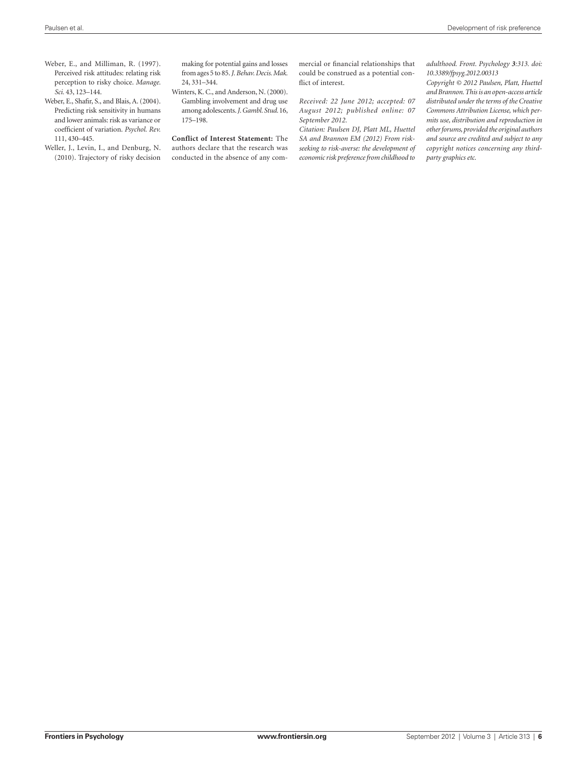Weber, E., and Milliman, R. (1997). Perceived risk attitudes: relating risk perception to risky choice. *Manage. Sci.* 43, 123–144.

Weber, E., Shafir, S., and Blais, A. (2004). Predicting risk sensitivity in humans and lower animals: risk as variance or coefficient of variation. *Psychol. Rev.* 111, 430–445.

Weller, J., Levin, I., and Denburg, N. (2010). Trajectory of risky decision making for potential gains and losses from ages 5 to 85. *J. Behav. Decis. Mak.* 24, 331–344.

Winters, K. C., and Anderson, N. (2000). Gambling involvement and drug use among adolescents. *J. Gambl. Stud.* 16, 175–198.

**Conflict of Interest Statement:** The authors declare that the research was conducted in the absence of any commercial or financial relationships that could be construed as a potential conflict of interest.

*Received: 22 June 2012; accepted: 07 August 2012; published online: 07 September 2012.*

*Citation: Paulsen DJ, Platt ML, Huettel SA and Brannon EM (2012) From risk-seeking to risk-averse: the development of economic risk preference from childhood to adulthood. Front. Psychology **3**:313. doi: 10.3389/fpsyg.2012.00313*

*Copyright © 2012 Paulsen, Platt, Huettel and Brannon. This is an open-access article distributed under the terms of the Creative Commons Attribution License, which permits use, distribution and reproduction in other forums, provided the original authors and source are credited and subject to any copyright notices concerning any third-party graphics etc.*